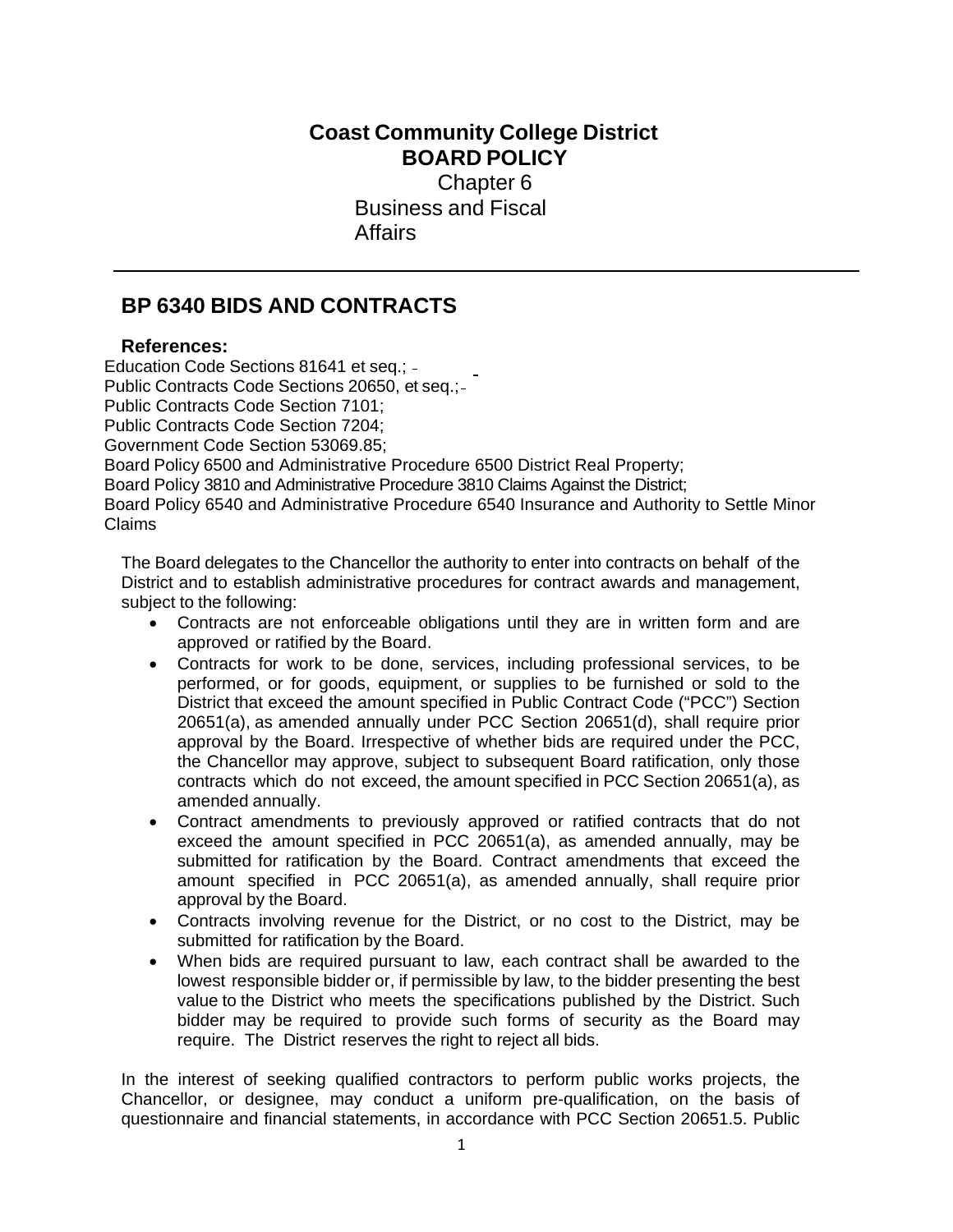# Coast Community College District
## BOARD POLICY
Chapter 6
Business and Fiscal Affairs

---

## BP 6340 BIDS AND CONTRACTS

### References:

Education Code Sections 81641 et seq.;
Public Contracts Code Sections 20650, et seq.;
Public Contracts Code Section 7101;
Public Contracts Code Section 7204;
Government Code Section 53069.85;
Board Policy 6500 and Administrative Procedure 6500 District Real Property;
Board Policy 3810 and Administrative Procedure 3810 Claims Against the District;
Board Policy 6540 and Administrative Procedure 6540 Insurance and Authority to Settle Minor Claims

The Board delegates to the Chancellor the authority to enter into contracts on behalf of the District and to establish administrative procedures for contract awards and management, subject to the following:

- Contracts are not enforceable obligations until they are in written form and are approved or ratified by the Board.
- Contracts for work to be done, services, including professional services, to be performed, or for goods, equipment, or supplies to be furnished or sold to the District that exceed the amount specified in Public Contract Code ("PCC") Section 20651(a), as amended annually under PCC Section 20651(d), shall require prior approval by the Board. Irrespective of whether bids are required under the PCC, the Chancellor may approve, subject to subsequent Board ratification, only those contracts which do not exceed, the amount specified in PCC Section 20651(a), as amended annually.
- Contract amendments to previously approved or ratified contracts that do not exceed the amount specified in PCC 20651(a), as amended annually, may be submitted for ratification by the Board. Contract amendments that exceed the amount specified in PCC 20651(a), as amended annually, shall require prior approval by the Board.
- Contracts involving revenue for the District, or no cost to the District, may be submitted for ratification by the Board.
- When bids are required pursuant to law, each contract shall be awarded to the lowest responsible bidder or, if permissible by law, to the bidder presenting the best value to the District who meets the specifications published by the District. Such bidder may be required to provide such forms of security as the Board may require. The District reserves the right to reject all bids.

In the interest of seeking qualified contractors to perform public works projects, the Chancellor, or designee, may conduct a uniform pre-qualification, on the basis of questionnaire and financial statements, in accordance with PCC Section 20651.5. Public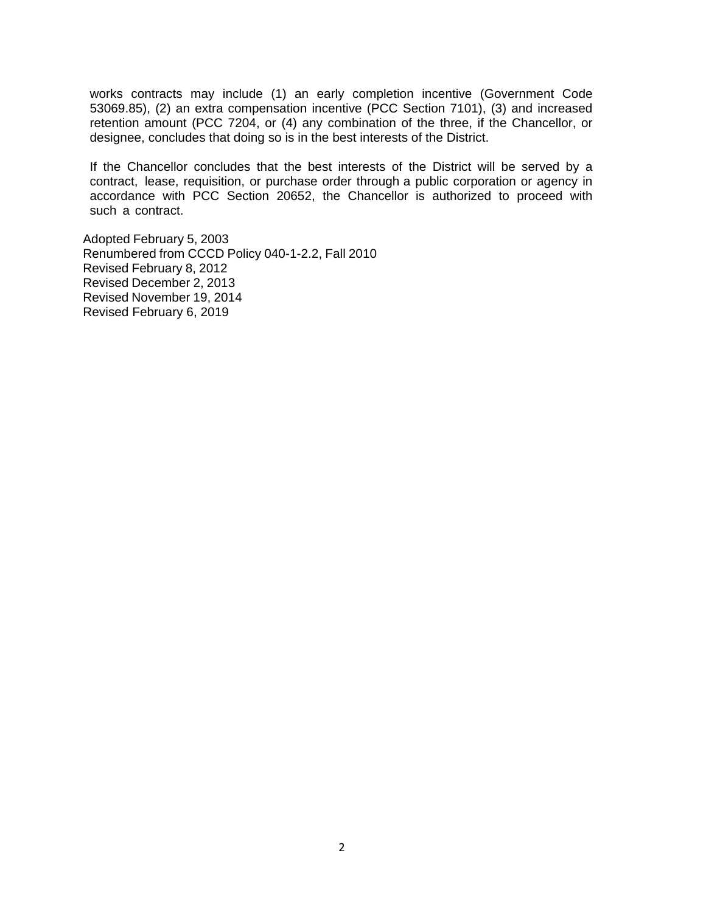works contracts may include (1) an early completion incentive (Government Code 53069.85), (2) an extra compensation incentive (PCC Section 7101), (3) and increased retention amount (PCC 7204, or (4) any combination of the three, if the Chancellor, or designee, concludes that doing so is in the best interests of the District.

If the Chancellor concludes that the best interests of the District will be served by a contract, lease, requisition, or purchase order through a public corporation or agency in accordance with PCC Section 20652, the Chancellor is authorized to proceed with such a contract.

Adopted February 5, 2003
Renumbered from CCCD Policy 040-1-2.2, Fall 2010
Revised February 8, 2012
Revised December 2, 2013
Revised November 19, 2014
Revised February 6, 2019